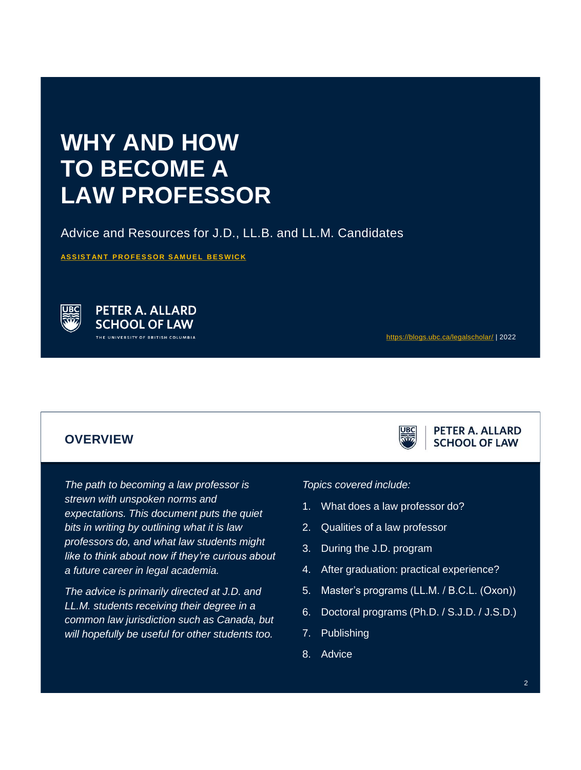# WHY AND HOW TO BECOME A LAW PROFESSOR

Advice and Resources for J.D., LL.B. and LL.M. Candidates

**ASSISTANT PROFESSOR SAMUEL BESWICK**

PETER A. ALLARD SCHOOL OF LAW

THE UNIVERSITY OF BRITISH COLUMBIA

https://blogs.ubc.ca/legalscholar/ | 2022

## OVERVIEW

*The path to becoming a law professor is strewn with unspoken norms and expectations. This document puts the quiet bits in writing by outlining what it is law professors do, and what law students might like to think about now if they're curious about a future career in legal academia.*

*The advice is primarily directed at J.D. and LL.M. students receiving their degree in a common law jurisdiction such as Canada, but will hopefully be useful for other students too.*

*Topics covered include:*

1. What does a law professor do?
2. Qualities of a law professor
3. During the J.D. program
4. After graduation: practical experience?
5. Master's programs (LL.M. / B.C.L. (Oxon))
6. Doctoral programs (Ph.D. / S.J.D. / J.S.D.)
7. Publishing
8. Advice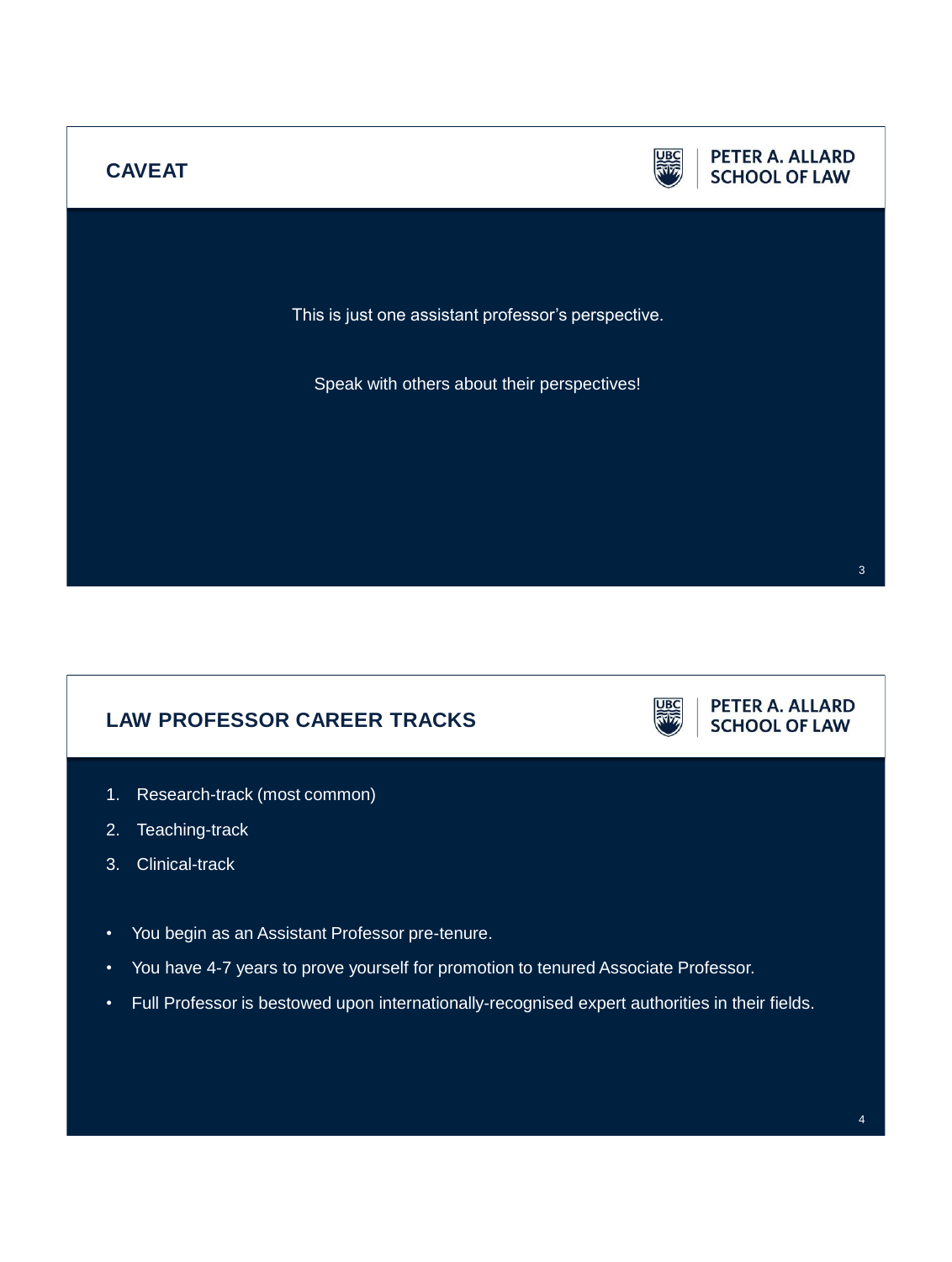## CAVEAT

This is just one assistant professor's perspective.

Speak with others about their perspectives!

## LAW PROFESSOR CAREER TRACKS

1. Research-track (most common)
2. Teaching-track
3. Clinical-track

- You begin as an Assistant Professor pre-tenure.
- You have 4-7 years to prove yourself for promotion to tenured Associate Professor.
- Full Professor is bestowed upon internationally-recognised expert authorities in their fields.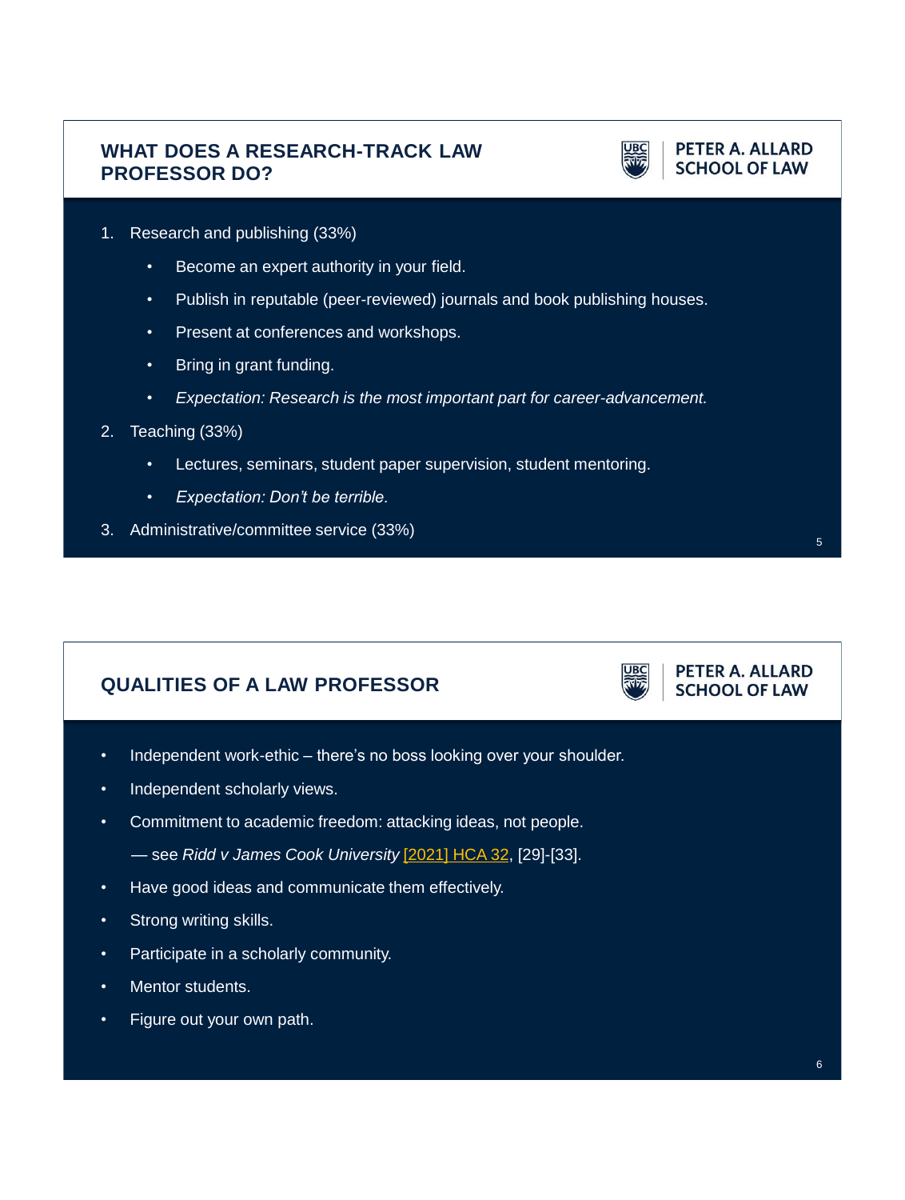## WHAT DOES A RESEARCH-TRACK LAW PROFESSOR DO?

PETER A. ALLARD SCHOOL OF LAW

1. Research and publishing (33%)
   - Become an expert authority in your field.
   - Publish in reputable (peer-reviewed) journals and book publishing houses.
   - Present at conferences and workshops.
   - Bring in grant funding.
   - *Expectation: Research is the most important part for career-advancement.*
2. Teaching (33%)
   - Lectures, seminars, student paper supervision, student mentoring.
   - *Expectation: Don't be terrible.*
3. Administrative/committee service (33%)

## QUALITIES OF A LAW PROFESSOR

PETER A. ALLARD SCHOOL OF LAW

- Independent work-ethic – there's no boss looking over your shoulder.
- Independent scholarly views.
- Commitment to academic freedom: attacking ideas, not people.

  — see *Ridd v James Cook University* [2021] HCA 32, [29]-[33].
- Have good ideas and communicate them effectively.
- Strong writing skills.
- Participate in a scholarly community.
- Mentor students.
- Figure out your own path.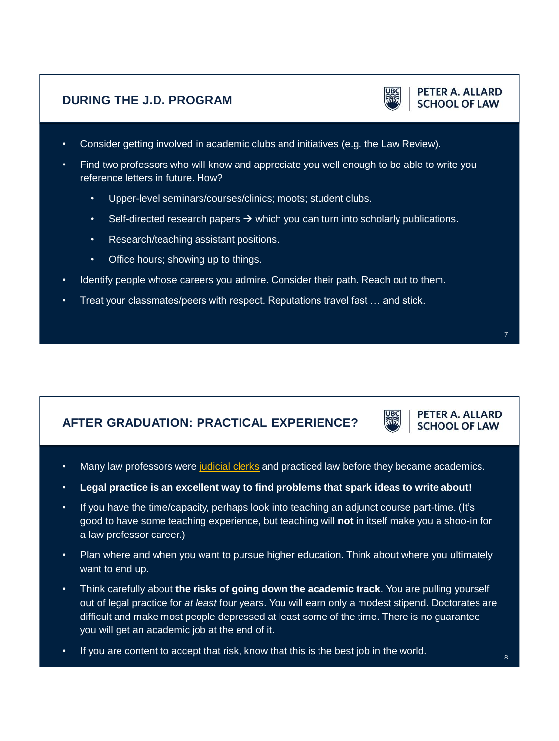## DURING THE J.D. PROGRAM

PETER A. ALLARD SCHOOL OF LAW

- Consider getting involved in academic clubs and initiatives (e.g. the Law Review).
- Find two professors who will know and appreciate you well enough to be able to write you reference letters in future. How?
  - Upper-level seminars/courses/clinics; moots; student clubs.
  - Self-directed research papers → which you can turn into scholarly publications.
  - Research/teaching assistant positions.
  - Office hours; showing up to things.
- Identify people whose careers you admire. Consider their path. Reach out to them.
- Treat your classmates/peers with respect. Reputations travel fast … and stick.

## AFTER GRADUATION: PRACTICAL EXPERIENCE?

PETER A. ALLARD SCHOOL OF LAW

- Many law professors were judicial clerks and practiced law before they became academics.
- **Legal practice is an excellent way to find problems that spark ideas to write about!**
- If you have the time/capacity, perhaps look into teaching an adjunct course part-time. (It's good to have some teaching experience, but teaching will **not** in itself make you a shoo-in for a law professor career.)
- Plan where and when you want to pursue higher education. Think about where you ultimately want to end up.
- Think carefully about **the risks of going down the academic track**. You are pulling yourself out of legal practice for *at least* four years. You will earn only a modest stipend. Doctorates are difficult and make most people depressed at least some of the time. There is no guarantee you will get an academic job at the end of it.
- If you are content to accept that risk, know that this is the best job in the world.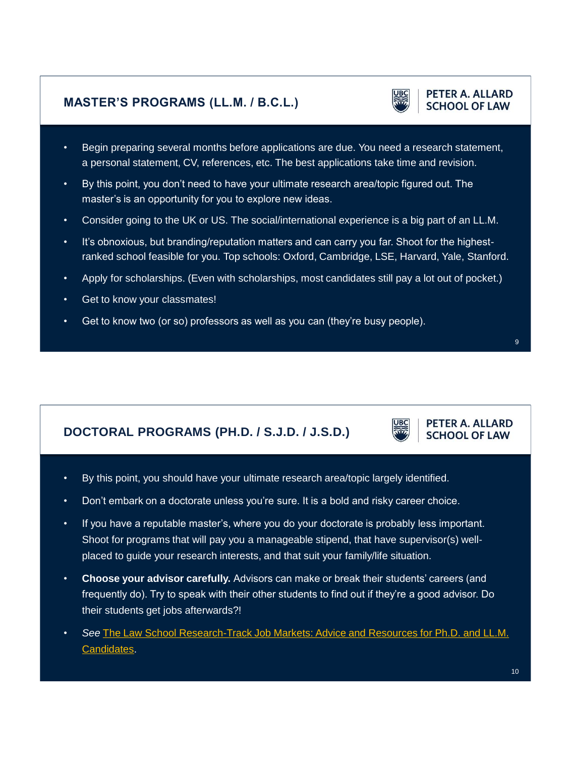## MASTER'S PROGRAMS (LL.M. / B.C.L.)

- Begin preparing several months before applications are due. You need a research statement, a personal statement, CV, references, etc. The best applications take time and revision.
- By this point, you don't need to have your ultimate research area/topic figured out. The master's is an opportunity for you to explore new ideas.
- Consider going to the UK or US. The social/international experience is a big part of an LL.M.
- It's obnoxious, but branding/reputation matters and can carry you far. Shoot for the highest-ranked school feasible for you. Top schools: Oxford, Cambridge, LSE, Harvard, Yale, Stanford.
- Apply for scholarships. (Even with scholarships, most candidates still pay a lot out of pocket.)
- Get to know your classmates!
- Get to know two (or so) professors as well as you can (they're busy people).

## DOCTORAL PROGRAMS (PH.D. / S.J.D. / J.S.D.)

- By this point, you should have your ultimate research area/topic largely identified.
- Don't embark on a doctorate unless you're sure. It is a bold and risky career choice.
- If you have a reputable master's, where you do your doctorate is probably less important. Shoot for programs that will pay you a manageable stipend, that have supervisor(s) well-placed to guide your research interests, and that suit your family/life situation.
- **Choose your advisor carefully.** Advisors can make or break their students' careers (and frequently do). Try to speak with their other students to find out if they're a good advisor. Do their students get jobs afterwards?!
- *See* The Law School Research-Track Job Markets: Advice and Resources for Ph.D. and LL.M. Candidates.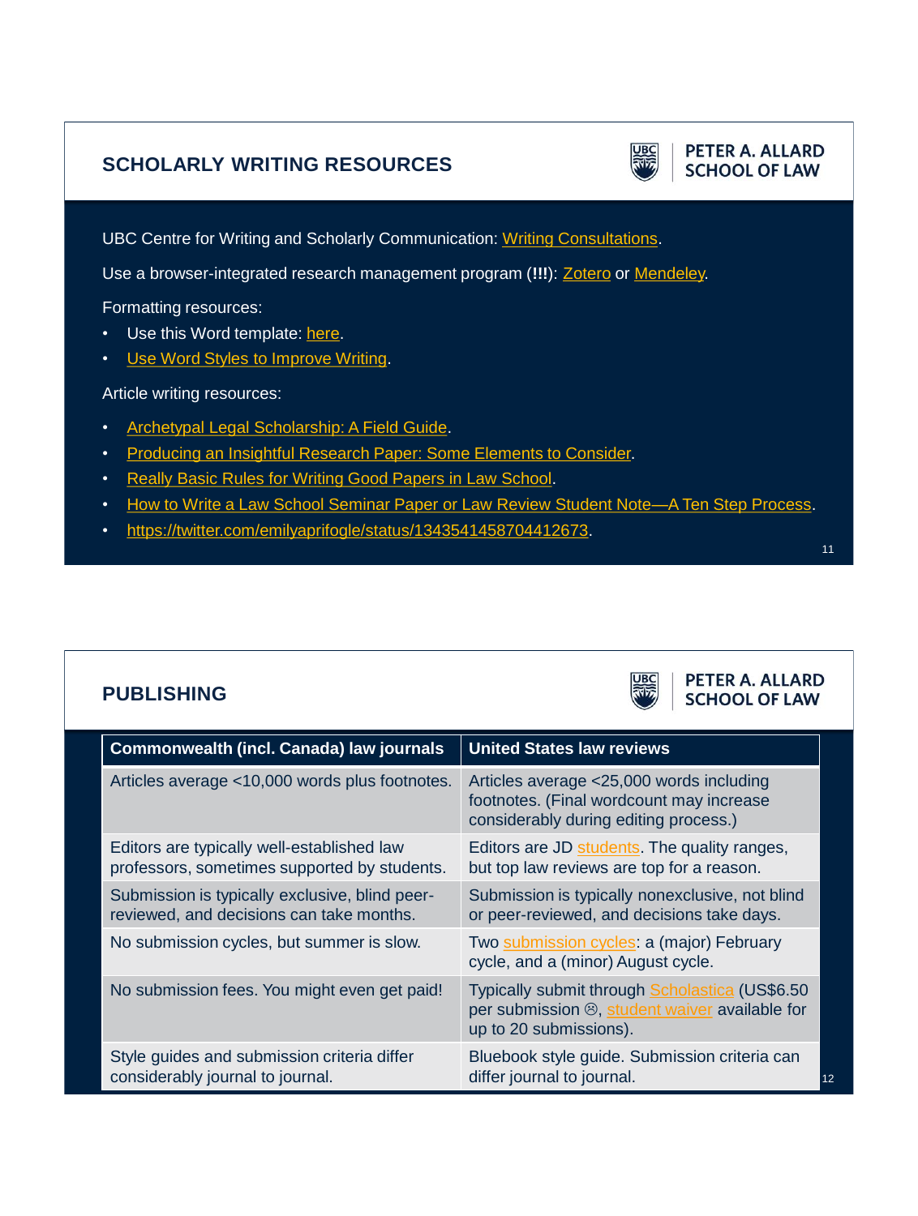## SCHOLARLY WRITING RESOURCES

PETER A. ALLARD SCHOOL OF LAW

UBC Centre for Writing and Scholarly Communication: Writing Consultations.

Use a browser-integrated research management program (**!!!**): Zotero or Mendeley.

Formatting resources:

- Use this Word template: here.
- Use Word Styles to Improve Writing.

Article writing resources:

- Archetypal Legal Scholarship: A Field Guide.
- Producing an Insightful Research Paper: Some Elements to Consider.
- Really Basic Rules for Writing Good Papers in Law School.
- How to Write a Law School Seminar Paper or Law Review Student Note—A Ten Step Process.
- https://twitter.com/emilyaprifogle/status/1343541458704412673.

## PUBLISHING

PETER A. ALLARD SCHOOL OF LAW

| Commonwealth (incl. Canada) law journals | United States law reviews |
|---|---|
| Articles average <10,000 words plus footnotes. | Articles average <25,000 words including footnotes. (Final wordcount may increase considerably during editing process.) |
| Editors are typically well-established law professors, sometimes supported by students. | Editors are JD students. The quality ranges, but top law reviews are top for a reason. |
| Submission is typically exclusive, blind peer-reviewed, and decisions can take months. | Submission is typically nonexclusive, not blind or peer-reviewed, and decisions take days. |
| No submission cycles, but summer is slow. | Two submission cycles: a (major) February cycle, and a (minor) August cycle. |
| No submission fees. You might even get paid! | Typically submit through Scholastica (US$6.50 per submission ☹, student waiver available for up to 20 submissions). |
| Style guides and submission criteria differ considerably journal to journal. | Bluebook style guide. Submission criteria can differ journal to journal. |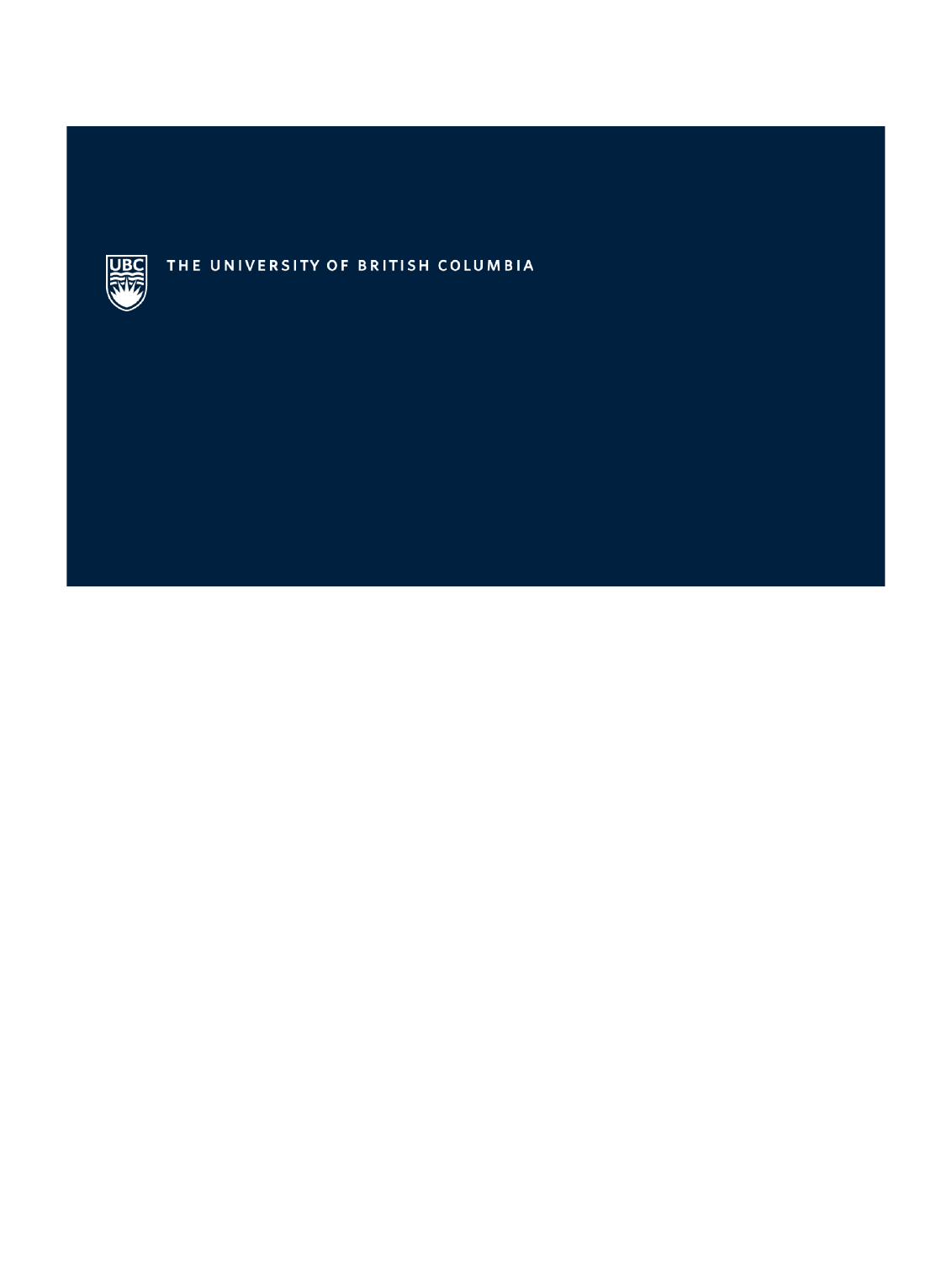THE UNIVERSITY OF BRITISH COLUMBIA